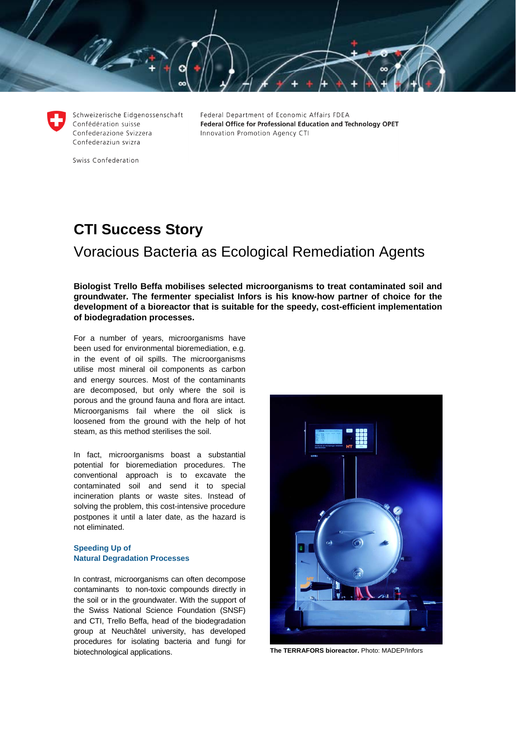Schweizerische Eidgenossenschaft
Confédération suisse
Confederazione Svizzera
Confederaziun svizra

Swiss Confederation

Federal Department of Economic Affairs FDEA
**Federal Office for Professional Education and Technology OPET**
Innovation Promotion Agency CTI

# CTI Success Story

## Voracious Bacteria as Ecological Remediation Agents

**Biologist Trello Beffa mobilises selected microorganisms to treat contaminated soil and groundwater. The fermenter specialist Infors is his know-how partner of choice for the development of a bioreactor that is suitable for the speedy, cost-efficient implementation of biodegradation processes.**

For a number of years, microorganisms have been used for environmental bioremediation, e.g. in the event of oil spills. The microorganisms utilise most mineral oil components as carbon and energy sources. Most of the contaminants are decomposed, but only where the soil is porous and the ground fauna and flora are intact. Microorganisms fail where the oil slick is loosened from the ground with the help of hot steam, as this method sterilises the soil.

In fact, microorganisms boast a substantial potential for bioremediation procedures. The conventional approach is to excavate the contaminated soil and send it to special incineration plants or waste sites. Instead of solving the problem, this cost-intensive procedure postpones it until a later date, as the hazard is not eliminated.

### Speeding Up of Natural Degradation Processes

In contrast, microorganisms can often decompose contaminants to non-toxic compounds directly in the soil or in the groundwater. With the support of the Swiss National Science Foundation (SNSF) and CTI, Trello Beffa, head of the biodegradation group at Neuchâtel university, has developed procedures for isolating bacteria and fungi for biotechnological applications.

**The TERRAFORS bioreactor.** Photo: MADEP/Infors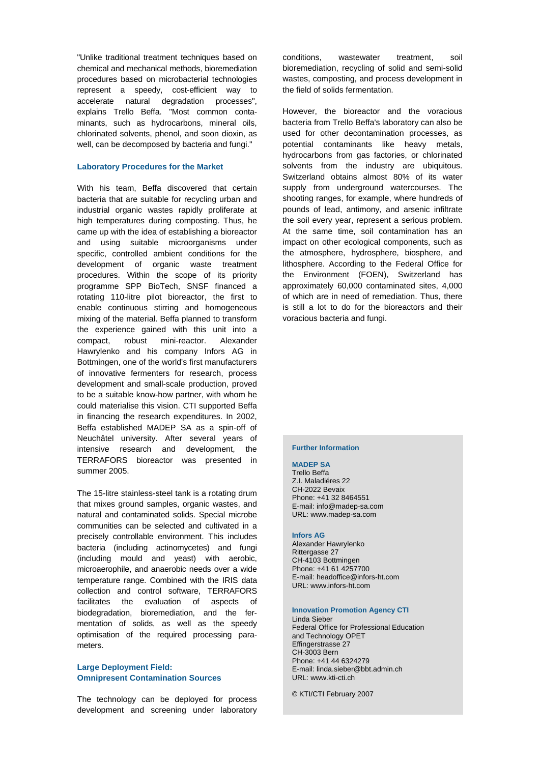"Unlike traditional treatment techniques based on chemical and mechanical methods, bioremediation procedures based on microbacterial technologies represent a speedy, cost-efficient way to accelerate natural degradation processes", explains Trello Beffa. "Most common contaminants, such as hydrocarbons, mineral oils, chlorinated solvents, phenol, and soon dioxin, as well, can be decomposed by bacteria and fungi."

### Laboratory Procedures for the Market

With his team, Beffa discovered that certain bacteria that are suitable for recycling urban and industrial organic wastes rapidly proliferate at high temperatures during composting. Thus, he came up with the idea of establishing a bioreactor and using suitable microorganisms under specific, controlled ambient conditions for the development of organic waste treatment procedures. Within the scope of its priority programme SPP BioTech, SNSF financed a rotating 110-litre pilot bioreactor, the first to enable continuous stirring and homogeneous mixing of the material. Beffa planned to transform the experience gained with this unit into a compact, robust mini-reactor. Alexander Hawrylenko and his company Infors AG in Bottmingen, one of the world's first manufacturers of innovative fermenters for research, process development and small-scale production, proved to be a suitable know-how partner, with whom he could materialise this vision. CTI supported Beffa in financing the research expenditures. In 2002, Beffa established MADEP SA as a spin-off of Neuchâtel university. After several years of intensive research and development, the TERRAFORS bioreactor was presented in summer 2005.

The 15-litre stainless-steel tank is a rotating drum that mixes ground samples, organic wastes, and natural and contaminated solids. Special microbe communities can be selected and cultivated in a precisely controllable environment. This includes bacteria (including actinomycetes) and fungi (including mould and yeast) with aerobic, microaerophile, and anaerobic needs over a wide temperature range. Combined with the IRIS data collection and control software, TERRAFORS facilitates the evaluation of aspects of biodegradation, bioremediation, and the fermentation of solids, as well as the speedy optimisation of the required processing parameters.

### Large Deployment Field: Omnipresent Contamination Sources

The technology can be deployed for process development and screening under laboratory conditions, wastewater treatment, soil bioremediation, recycling of solid and semi-solid wastes, composting, and process development in the field of solids fermentation.

However, the bioreactor and the voracious bacteria from Trello Beffa's laboratory can also be used for other decontamination processes, as potential contaminants like heavy metals, hydrocarbons from gas factories, or chlorinated solvents from the industry are ubiquitous. Switzerland obtains almost 80% of its water supply from underground watercourses. The shooting ranges, for example, where hundreds of pounds of lead, antimony, and arsenic infiltrate the soil every year, represent a serious problem. At the same time, soil contamination has an impact on other ecological components, such as the atmosphere, hydrosphere, biosphere, and lithosphere. According to the Federal Office for the Environment (FOEN), Switzerland has approximately 60,000 contaminated sites, 4,000 of which are in need of remediation. Thus, there is still a lot to do for the bioreactors and their voracious bacteria and fungi.

### Further Information

**MADEP SA**
Trello Beffa
Z.I. Maladiéres 22
CH-2022 Bevaix
Phone: +41 32 8464551
E-mail: info@madep-sa.com
URL: www.madep-sa.com

**Infors AG**
Alexander Hawrylenko
Rittergasse 27
CH-4103 Bottmingen
Phone: +41 61 4257700
E-mail: headoffice@infors-ht.com
URL: www.infors-ht.com

**Innovation Promotion Agency CTI**
Linda Sieber
Federal Office for Professional Education and Technology OPET
Effingerstrasse 27
CH-3003 Bern
Phone: +41 44 6324279
E-mail: linda.sieber@bbt.admin.ch
URL: www.kti-cti.ch

© KTI/CTI February 2007